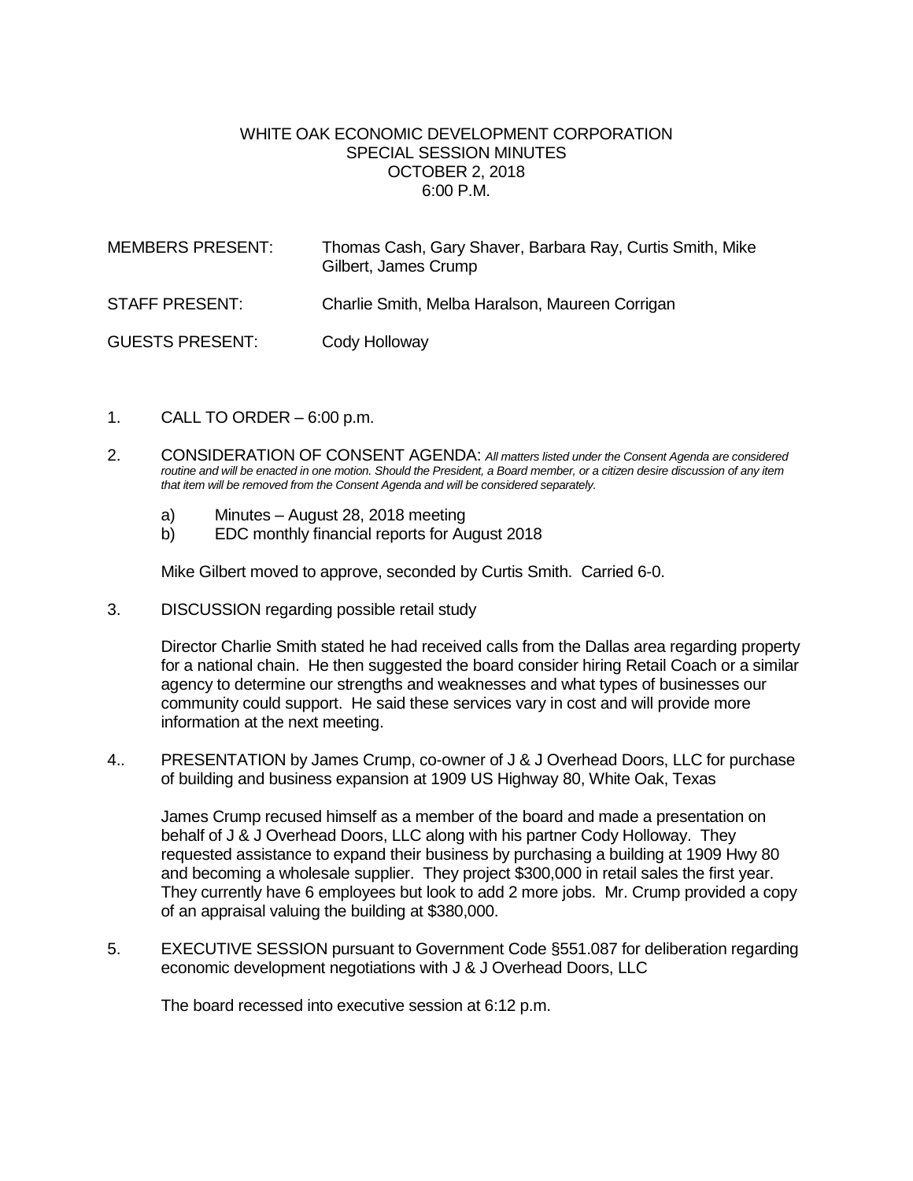# WHITE OAK ECONOMIC DEVELOPMENT CORPORATION
## SPECIAL SESSION MINUTES
## OCTOBER 2, 2018
## 6:00 P.M.

| | |
|---|---|
| MEMBERS PRESENT: | Thomas Cash, Gary Shaver, Barbara Ray, Curtis Smith, Mike Gilbert, James Crump |
| STAFF PRESENT: | Charlie Smith, Melba Haralson, Maureen Corrigan |
| GUESTS PRESENT: | Cody Holloway |

1. CALL TO ORDER – 6:00 p.m.

2. CONSIDERATION OF CONSENT AGENDA: *All matters listed under the Consent Agenda are considered routine and will be enacted in one motion. Should the President, a Board member, or a citizen desire discussion of any item that item will be removed from the Consent Agenda and will be considered separately.*

   a) Minutes – August 28, 2018 meeting
   b) EDC monthly financial reports for August 2018

   Mike Gilbert moved to approve, seconded by Curtis Smith. Carried 6-0.

3. DISCUSSION regarding possible retail study

   Director Charlie Smith stated he had received calls from the Dallas area regarding property for a national chain. He then suggested the board consider hiring Retail Coach or a similar agency to determine our strengths and weaknesses and what types of businesses our community could support. He said these services vary in cost and will provide more information at the next meeting.

4.. PRESENTATION by James Crump, co-owner of J & J Overhead Doors, LLC for purchase of building and business expansion at 1909 US Highway 80, White Oak, Texas

   James Crump recused himself as a member of the board and made a presentation on behalf of J & J Overhead Doors, LLC along with his partner Cody Holloway. They requested assistance to expand their business by purchasing a building at 1909 Hwy 80 and becoming a wholesale supplier. They project $300,000 in retail sales the first year. They currently have 6 employees but look to add 2 more jobs. Mr. Crump provided a copy of an appraisal valuing the building at $380,000.

5. EXECUTIVE SESSION pursuant to Government Code §551.087 for deliberation regarding economic development negotiations with J & J Overhead Doors, LLC

   The board recessed into executive session at 6:12 p.m.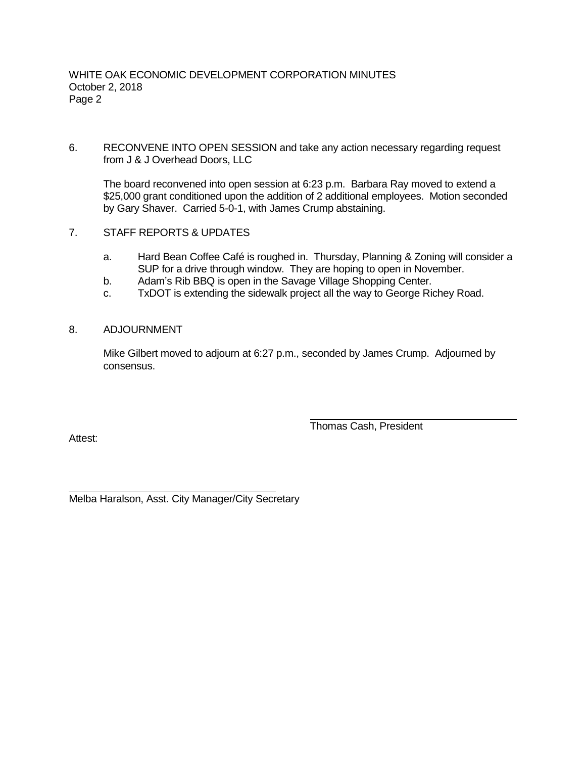6. RECONVENE INTO OPEN SESSION and take any action necessary regarding request from J & J Overhead Doors, LLC

   The board reconvened into open session at 6:23 p.m. Barbara Ray moved to extend a $25,000 grant conditioned upon the addition of 2 additional employees. Motion seconded by Gary Shaver. Carried 5-0-1, with James Crump abstaining.

7. STAFF REPORTS & UPDATES

   a. Hard Bean Coffee Café is roughed in. Thursday, Planning & Zoning will consider a SUP for a drive through window. They are hoping to open in November.
   b. Adam's Rib BBQ is open in the Savage Village Shopping Center.
   c. TxDOT is extending the sidewalk project all the way to George Richey Road.

8. ADJOURNMENT

   Mike Gilbert moved to adjourn at 6:27 p.m., seconded by James Crump. Adjourned by consensus.

\_\_\_\_\_\_\_\_\_\_\_\_\_\_\_\_\_\_\_\_\_\_\_\_\_\_\_\_\_\_\_\_\_\_\_\_
Thomas Cash, President

Attest:

\_\_\_\_\_\_\_\_\_\_\_\_\_\_\_\_\_\_\_\_\_\_\_\_\_\_\_\_\_\_\_\_\_\_\_\_
Melba Haralson, Asst. City Manager/City Secretary